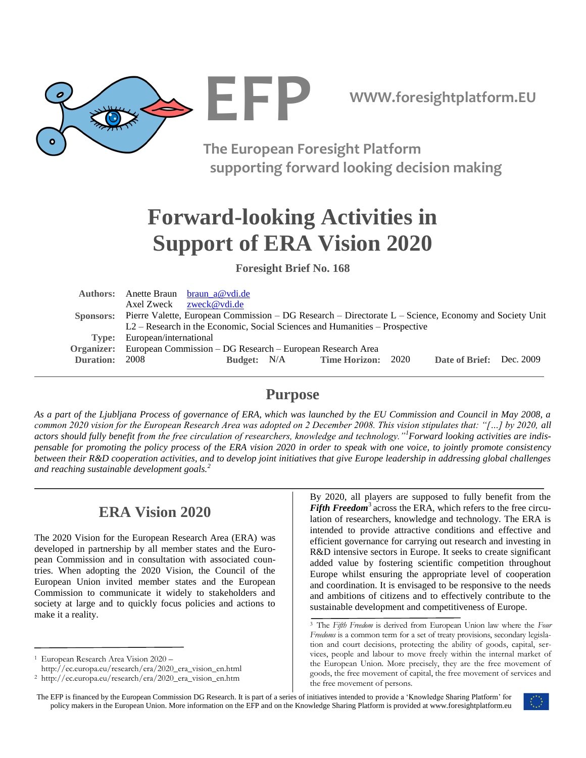EFP

WWW.foresightplatform.EU

The European Foresight Platform supporting forward looking decision making

# Forward-looking Activities in Support of ERA Vision 2020

**Foresight Brief No. 168**

**Authors:** Anette Braun braun_a@vdi.de
Axel Zweck zweck@vdi.de

**Sponsors:** Pierre Valette, European Commission – DG Research – Directorate L – Science, Economy and Society Unit L2 – Research in the Economic, Social Sciences and Humanities – Prospective

**Type:** European/international

**Organizer:** European Commission – DG Research – European Research Area

**Duration:** 2008 **Budget:** N/A **Time Horizon:** 2020 **Date of Brief:** Dec. 2009

## Purpose

*As a part of the Ljubljana Process of governance of ERA, which was launched by the EU Commission and Council in May 2008, a common 2020 vision for the European Research Area was adopted on 2 December 2008. This vision stipulates that: "[…] by 2020, all actors should fully benefit from the free circulation of researchers, knowledge and technology."[1] Forward looking activities are indispensable for promoting the policy process of the ERA vision 2020 in order to speak with one voice, to jointly promote consistency between their R&D cooperation activities, and to develop joint initiatives that give Europe leadership in addressing global challenges and reaching sustainable development goals.[2]*

## ERA Vision 2020

The 2020 Vision for the European Research Area (ERA) was developed in partnership by all member states and the European Commission and in consultation with associated countries. When adopting the 2020 Vision, the Council of the European Union invited member states and the European Commission to communicate it widely to stakeholders and society at large and to quickly focus policies and actions to make it a reality.

By 2020, all players are supposed to fully benefit from the ***Fifth Freedom***[3] across the ERA, which refers to the free circulation of researchers, knowledge and technology. The ERA is intended to provide attractive conditions and effective and efficient governance for carrying out research and investing in R&D intensive sectors in Europe. It seeks to create significant added value by fostering scientific competition throughout Europe whilst ensuring the appropriate level of cooperation and coordination. It is envisaged to be responsive to the needs and ambitions of citizens and to effectively contribute to the sustainable development and competitiveness of Europe.

[1] European Research Area Vision 2020 – http://ec.europa.eu/research/era/2020_era_vision_en.html

[2] http://ec.europa.eu/research/era/2020_era_vision_en.htm

[3] The *Fifth Freedom* is derived from European Union law where the *Four Freedoms* is a common term for a set of treaty provisions, secondary legislation and court decisions, protecting the ability of goods, capital, services, people and labour to move freely within the internal market of the European Union. More precisely, they are the free movement of goods, the free movement of capital, the free movement of services and the free movement of persons.

The EFP is financed by the European Commission DG Research. It is part of a series of initiatives intended to provide a 'Knowledge Sharing Platform' for policy makers in the European Union. More information on the EFP and on the Knowledge Sharing Platform is provided at www.foresightplatform.eu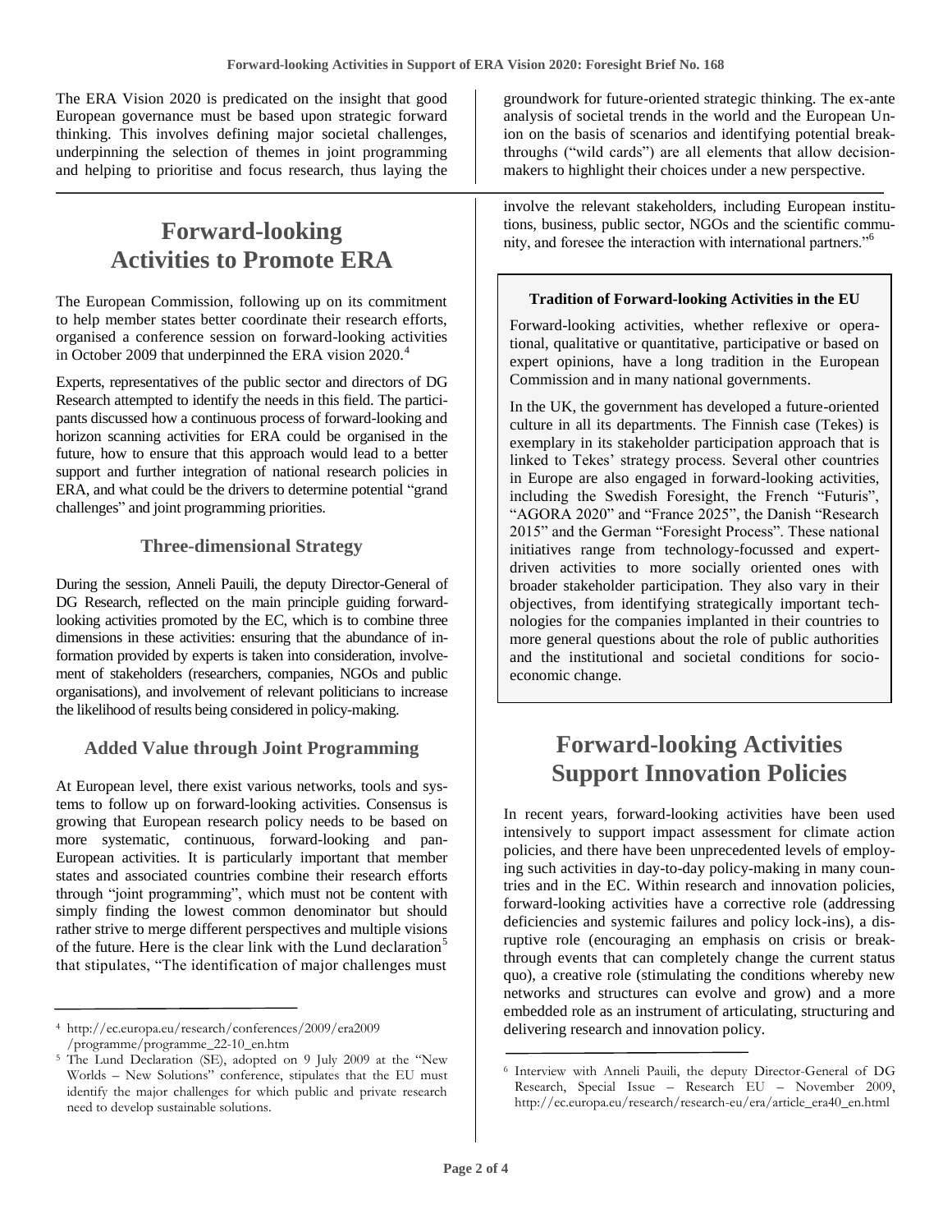The ERA Vision 2020 is predicated on the insight that good European governance must be based upon strategic forward thinking. This involves defining major societal challenges, underpinning the selection of themes in joint programming and helping to prioritise and focus research, thus laying the groundwork for future-oriented strategic thinking. The ex-ante analysis of societal trends in the world and the European Union on the basis of scenarios and identifying potential breakthroughs ("wild cards") are all elements that allow decision-makers to highlight their choices under a new perspective.

# Forward-looking Activities to Promote ERA

The European Commission, following up on its commitment to help member states better coordinate their research efforts, organised a conference session on forward-looking activities in October 2009 that underpinned the ERA vision 2020.[4]

Experts, representatives of the public sector and directors of DG Research attempted to identify the needs in this field. The participants discussed how a continuous process of forward-looking and horizon scanning activities for ERA could be organised in the future, how to ensure that this approach would lead to a better support and further integration of national research policies in ERA, and what could be the drivers to determine potential "grand challenges" and joint programming priorities.

## Three-dimensional Strategy

During the session, Anneli Pauili, the deputy Director-General of DG Research, reflected on the main principle guiding forward-looking activities promoted by the EC, which is to combine three dimensions in these activities: ensuring that the abundance of information provided by experts is taken into consideration, involvement of stakeholders (researchers, companies, NGOs and public organisations), and involvement of relevant politicians to increase the likelihood of results being considered in policy-making.

## Added Value through Joint Programming

At European level, there exist various networks, tools and systems to follow up on forward-looking activities. Consensus is growing that European research policy needs to be based on more systematic, continuous, forward-looking and pan-European activities. It is particularly important that member states and associated countries combine their research efforts through "joint programming", which must not be content with simply finding the lowest common denominator but should rather strive to merge different perspectives and multiple visions of the future. Here is the clear link with the Lund declaration[5] that stipulates, "The identification of major challenges must involve the relevant stakeholders, including European institutions, business, public sector, NGOs and the scientific community, and foresee the interaction with international partners."[6]

**Tradition of Forward-looking Activities in the EU**

Forward-looking activities, whether reflexive or operational, qualitative or quantitative, participative or based on expert opinions, have a long tradition in the European Commission and in many national governments.

In the UK, the government has developed a future-oriented culture in all its departments. The Finnish case (Tekes) is exemplary in its stakeholder participation approach that is linked to Tekes' strategy process. Several other countries in Europe are also engaged in forward-looking activities, including the Swedish Foresight, the French "Futuris", "AGORA 2020" and "France 2025", the Danish "Research 2015" and the German "Foresight Process". These national initiatives range from technology-focussed and expert-driven activities to more socially oriented ones with broader stakeholder participation. They also vary in their objectives, from identifying strategically important technologies for the companies implanted in their countries to more general questions about the role of public authorities and the institutional and societal conditions for socio-economic change.

# Forward-looking Activities Support Innovation Policies

In recent years, forward-looking activities have been used intensively to support impact assessment for climate action policies, and there have been unprecedented levels of employing such activities in day-to-day policy-making in many countries and in the EC. Within research and innovation policies, forward-looking activities have a corrective role (addressing deficiencies and systemic failures and policy lock-ins), a disruptive role (encouraging an emphasis on crisis or breakthrough events that can completely change the current status quo), a creative role (stimulating the conditions whereby new networks and structures can evolve and grow) and a more embedded role as an instrument of articulating, structuring and delivering research and innovation policy.

---

[4] http://ec.europa.eu/research/conferences/2009/era2009/programme/programme_22-10_en.htm

[5] The Lund Declaration (SE), adopted on 9 July 2009 at the "New Worlds – New Solutions" conference, stipulates that the EU must identify the major challenges for which public and private research need to develop sustainable solutions.

[6] Interview with Anneli Pauili, the deputy Director-General of DG Research, Special Issue – Research EU – November 2009, http://ec.europa.eu/research/research-eu/era/article_era40_en.html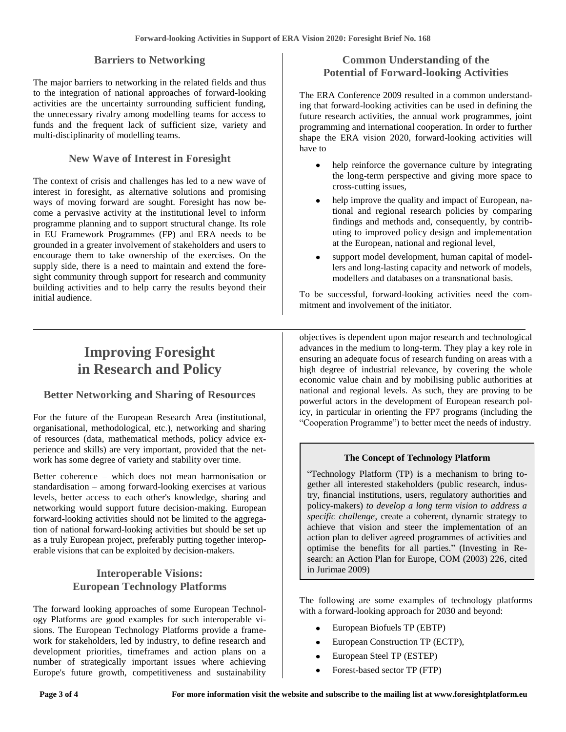### Barriers to Networking

The major barriers to networking in the related fields and thus to the integration of national approaches of forward-looking activities are the uncertainty surrounding sufficient funding, the unnecessary rivalry among modelling teams for access to funds and the frequent lack of sufficient size, variety and multi-disciplinarity of modelling teams.

### New Wave of Interest in Foresight

The context of crisis and challenges has led to a new wave of interest in foresight, as alternative solutions and promising ways of moving forward are sought. Foresight has now become a pervasive activity at the institutional level to inform programme planning and to support structural change. Its role in EU Framework Programmes (FP) and ERA needs to be grounded in a greater involvement of stakeholders and users to encourage them to take ownership of the exercises. On the supply side, there is a need to maintain and extend the foresight community through support for research and community building activities and to help carry the results beyond their initial audience.

### Common Understanding of the Potential of Forward-looking Activities

The ERA Conference 2009 resulted in a common understanding that forward-looking activities can be used in defining the future research activities, the annual work programmes, joint programming and international cooperation. In order to further shape the ERA vision 2020, forward-looking activities will have to

- help reinforce the governance culture by integrating the long-term perspective and giving more space to cross-cutting issues,
- help improve the quality and impact of European, national and regional research policies by comparing findings and methods and, consequently, by contributing to improved policy design and implementation at the European, national and regional level,
- support model development, human capital of modellers and long-lasting capacity and network of models, modellers and databases on a transnational basis.

To be successful, forward-looking activities need the commitment and involvement of the initiator.

# Improving Foresight in Research and Policy

### Better Networking and Sharing of Resources

For the future of the European Research Area (institutional, organisational, methodological, etc.), networking and sharing of resources (data, mathematical methods, policy advice experience and skills) are very important, provided that the network has some degree of variety and stability over time.

Better coherence – which does not mean harmonisation or standardisation – among forward-looking exercises at various levels, better access to each other's knowledge, sharing and networking would support future decision-making. European forward-looking activities should not be limited to the aggregation of national forward-looking activities but should be set up as a truly European project, preferably putting together interoperable visions that can be exploited by decision-makers.

### Interoperable Visions: European Technology Platforms

The forward looking approaches of some European Technology Platforms are good examples for such interoperable visions. The European Technology Platforms provide a framework for stakeholders, led by industry, to define research and development priorities, timeframes and action plans on a number of strategically important issues where achieving Europe's future growth, competitiveness and sustainability objectives is dependent upon major research and technological advances in the medium to long-term. They play a key role in ensuring an adequate focus of research funding on areas with a high degree of industrial relevance, by covering the whole economic value chain and by mobilising public authorities at national and regional levels. As such, they are proving to be powerful actors in the development of European research policy, in particular in orienting the FP7 programs (including the "Cooperation Programme") to better meet the needs of industry.

**The Concept of Technology Platform**

"Technology Platform (TP) is a mechanism to bring together all interested stakeholders (public research, industry, financial institutions, users, regulatory authorities and policy-makers) *to develop a long term vision to address a specific challenge*, create a coherent, dynamic strategy to achieve that vision and steer the implementation of an action plan to deliver agreed programmes of activities and optimise the benefits for all parties." (Investing in Research: an Action Plan for Europe, COM (2003) 226, cited in Jurimae 2009)

The following are some examples of technology platforms with a forward-looking approach for 2030 and beyond:

- European Biofuels TP (EBTP)
- European Construction TP (ECTP),
- European Steel TP (ESTEP)
- Forest-based sector TP (FTP)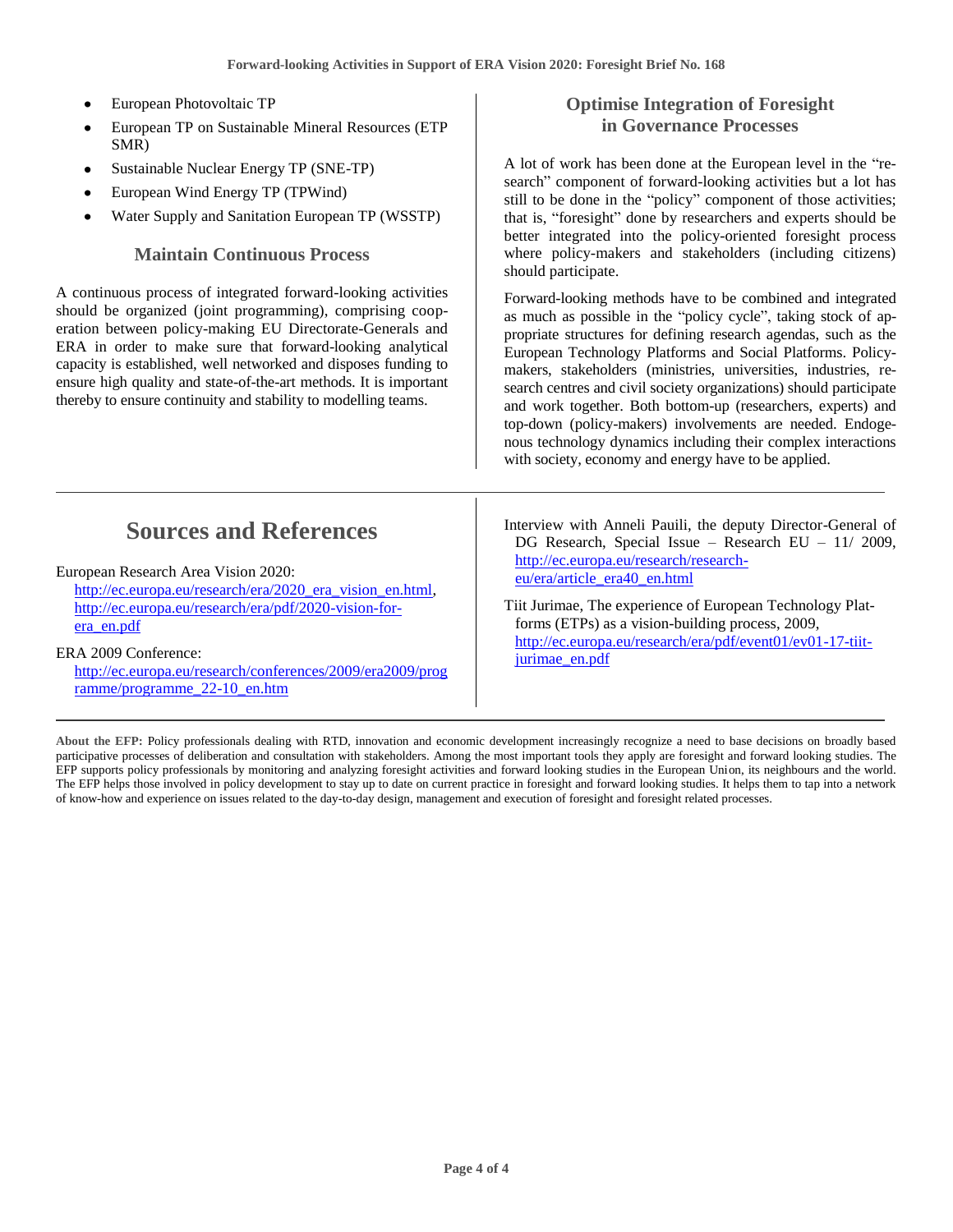- European Photovoltaic TP
- European TP on Sustainable Mineral Resources (ETP SMR)
- Sustainable Nuclear Energy TP (SNE-TP)
- European Wind Energy TP (TPWind)
- Water Supply and Sanitation European TP (WSSTP)

### Maintain Continuous Process

A continuous process of integrated forward-looking activities should be organized (joint programming), comprising cooperation between policy-making EU Directorate-Generals and ERA in order to make sure that forward-looking analytical capacity is established, well networked and disposes funding to ensure high quality and state-of-the-art methods. It is important thereby to ensure continuity and stability to modelling teams.

### Optimise Integration of Foresight in Governance Processes

A lot of work has been done at the European level in the "research" component of forward-looking activities but a lot has still to be done in the "policy" component of those activities; that is, "foresight" done by researchers and experts should be better integrated into the policy-oriented foresight process where policy-makers and stakeholders (including citizens) should participate.

Forward-looking methods have to be combined and integrated as much as possible in the "policy cycle", taking stock of appropriate structures for defining research agendas, such as the European Technology Platforms and Social Platforms. Policy-makers, stakeholders (ministries, universities, industries, research centres and civil society organizations) should participate and work together. Both bottom-up (researchers, experts) and top-down (policy-makers) involvements are needed. Endogenous technology dynamics including their complex interactions with society, economy and energy have to be applied.

## Sources and References

European Research Area Vision 2020: http://ec.europa.eu/research/era/2020_era_vision_en.html, http://ec.europa.eu/research/era/pdf/2020-vision-for-era_en.pdf

ERA 2009 Conference: http://ec.europa.eu/research/conferences/2009/era2009/programme/programme_22-10_en.htm

Interview with Anneli Pauili, the deputy Director-General of DG Research, Special Issue – Research EU – 11/ 2009, http://ec.europa.eu/research/research-eu/era/article_era40_en.html

Tiit Jurimae, The experience of European Technology Platforms (ETPs) as a vision-building process, 2009, http://ec.europa.eu/research/era/pdf/event01/ev01-17-tiit-jurimae_en.pdf

**About the EFP:** Policy professionals dealing with RTD, innovation and economic development increasingly recognize a need to base decisions on broadly based participative processes of deliberation and consultation with stakeholders. Among the most important tools they apply are foresight and forward looking studies. The EFP supports policy professionals by monitoring and analyzing foresight activities and forward looking studies in the European Union, its neighbours and the world. The EFP helps those involved in policy development to stay up to date on current practice in foresight and forward looking studies. It helps them to tap into a network of know-how and experience on issues related to the day-to-day design, management and execution of foresight and foresight related processes.